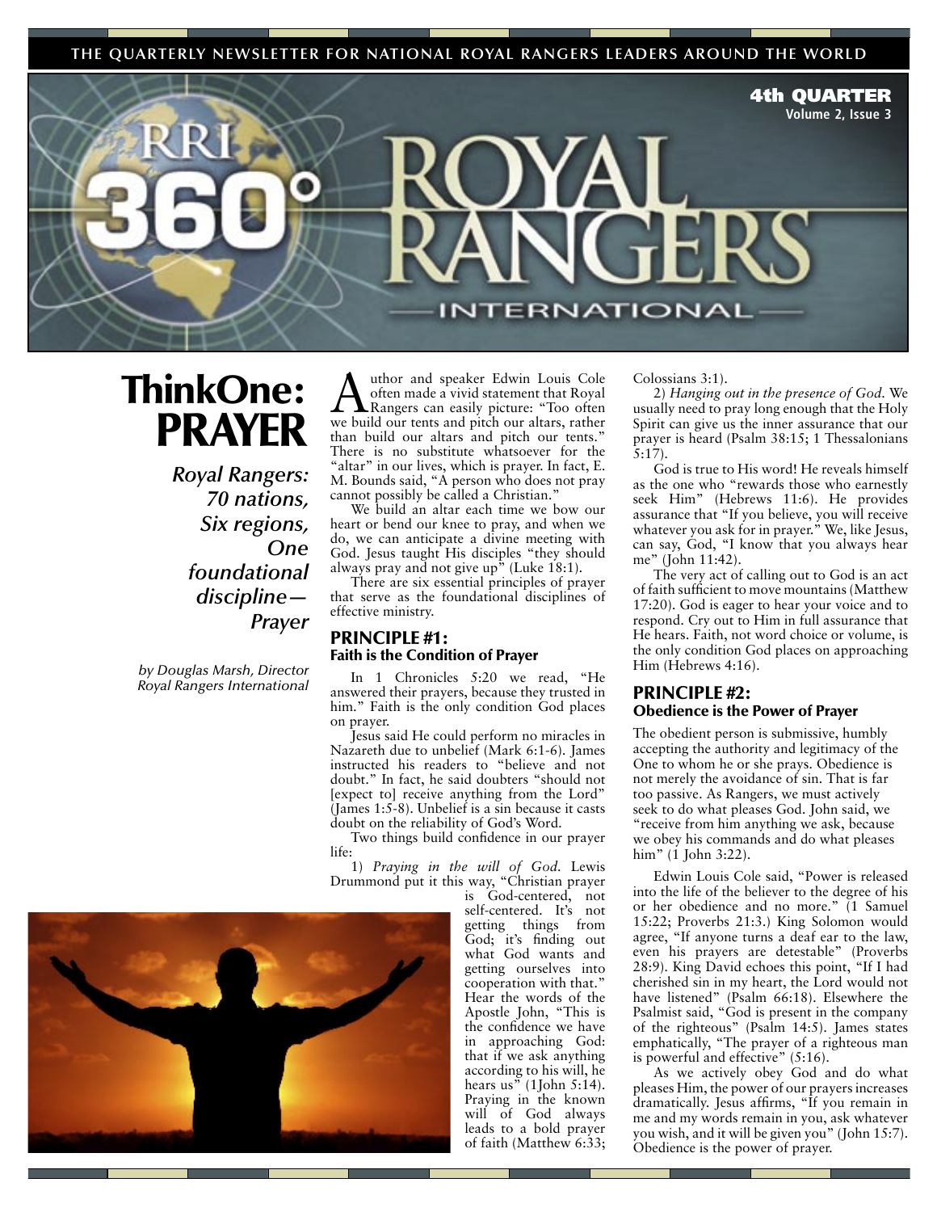THE QUARTERLY NEWSLETTER FOR NATIONAL ROYAL RANGERS LEADERS AROUND THE WORLD

**4th QUARTER**
**Volume 2, Issue 3**

# RRI 360° ROYAL RANGERS INTERNATIONAL

# ThinkOne: PRAYER

*Royal Rangers: 70 nations, Six regions, One foundational discipline—Prayer*

*by Douglas Marsh, Director Royal Rangers International*

Author and speaker Edwin Louis Cole often made a vivid statement that Royal Rangers can easily picture: "Too often we build our tents and pitch our altars, rather than build our altars and pitch our tents." There is no substitute whatsoever for the "altar" in our lives, which is prayer. In fact, E. M. Bounds said, "A person who does not pray cannot possibly be called a Christian."

We build an altar each time we bow our heart or bend our knee to pray, and when we do, we can anticipate a divine meeting with God. Jesus taught His disciples "they should always pray and not give up" (Luke 18:1).

There are six essential principles of prayer that serve as the foundational disciplines of effective ministry.

## PRINCIPLE #1: Faith is the Condition of Prayer

In 1 Chronicles 5:20 we read, "He answered their prayers, because they trusted in him." Faith is the only condition God places on prayer.

Jesus said He could perform no miracles in Nazareth due to unbelief (Mark 6:1-6). James instructed his readers to "believe and not doubt." In fact, he said doubters "should not [expect to] receive anything from the Lord" (James 1:5-8). Unbelief is a sin because it casts doubt on the reliability of God's Word.

Two things build confidence in our prayer life:

1) *Praying in the will of God.* Lewis Drummond put it this way, "Christian prayer is God-centered, not self-centered. It's not getting things from God; it's finding out what God wants and getting ourselves into cooperation with that." Hear the words of the Apostle John, "This is the confidence we have in approaching God: that if we ask anything according to his will, he hears us" (1John 5:14). Praying in the known will of God always leads to a bold prayer of faith (Matthew 6:33; Colossians 3:1).

2) *Hanging out in the presence of God.* We usually need to pray long enough that the Holy Spirit can give us the inner assurance that our prayer is heard (Psalm 38:15; 1 Thessalonians 5:17).

God is true to His word! He reveals himself as the one who "rewards those who earnestly seek Him" (Hebrews 11:6). He provides assurance that "If you believe, you will receive whatever you ask for in prayer." We, like Jesus, can say, God, "I know that you always hear me" (John 11:42).

The very act of calling out to God is an act of faith sufficient to move mountains (Matthew 17:20). God is eager to hear your voice and to respond. Cry out to Him in full assurance that He hears. Faith, not word choice or volume, is the only condition God places on approaching Him (Hebrews 4:16).

## PRINCIPLE #2: Obedience is the Power of Prayer

The obedient person is submissive, humbly accepting the authority and legitimacy of the One to whom he or she prays. Obedience is not merely the avoidance of sin. That is far too passive. As Rangers, we must actively seek to do what pleases God. John said, we "receive from him anything we ask, because we obey his commands and do what pleases him" (1 John 3:22).

Edwin Louis Cole said, "Power is released into the life of the believer to the degree of his or her obedience and no more." (1 Samuel 15:22; Proverbs 21:3.) King Solomon would agree, "If anyone turns a deaf ear to the law, even his prayers are detestable" (Proverbs 28:9). King David echoes this point, "If I had cherished sin in my heart, the Lord would not have listened" (Psalm 66:18). Elsewhere the Psalmist said, "God is present in the company of the righteous" (Psalm 14:5). James states emphatically, "The prayer of a righteous man is powerful and effective" (5:16).

As we actively obey God and do what pleases Him, the power of our prayers increases dramatically. Jesus affirms, "If you remain in me and my words remain in you, ask whatever you wish, and it will be given you" (John 15:7). Obedience is the power of prayer.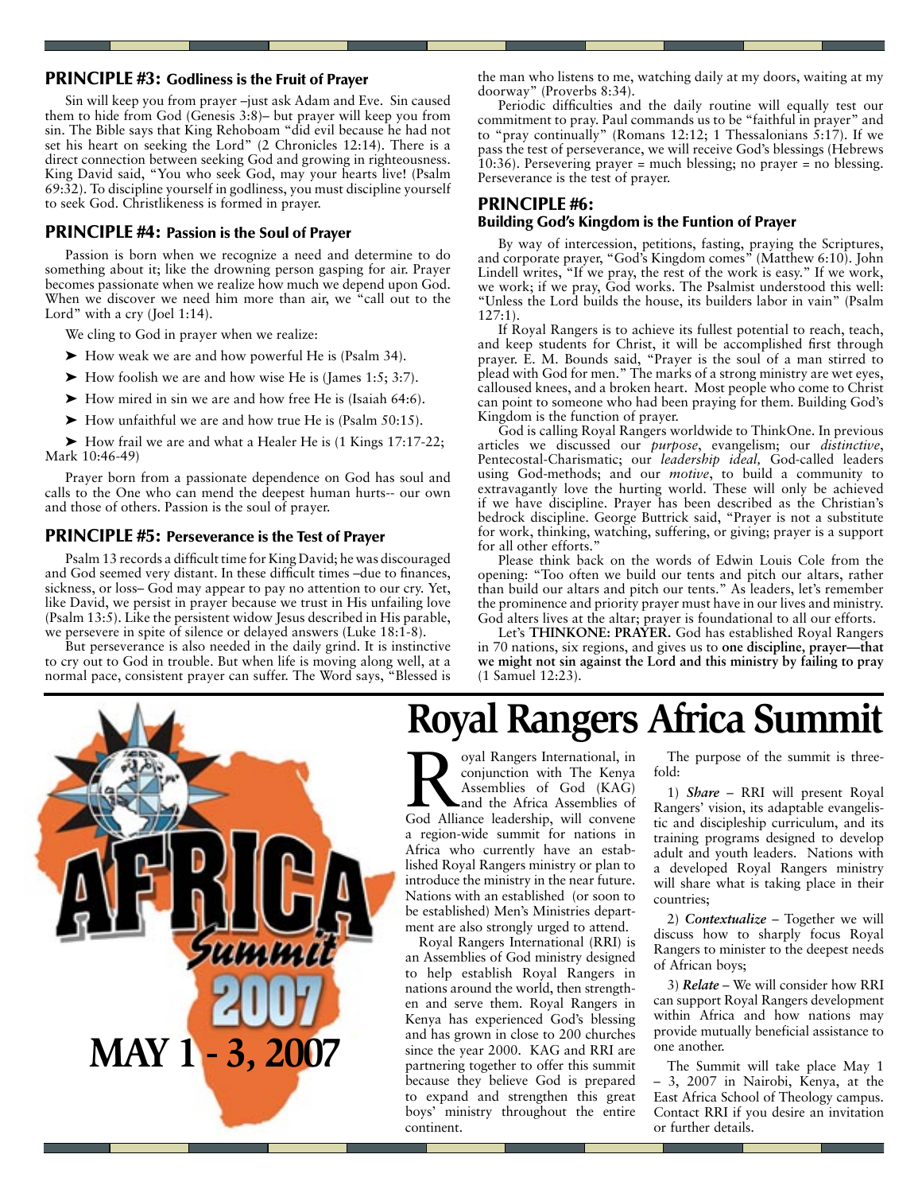## PRINCIPLE #3: Godliness is the Fruit of Prayer

Sin will keep you from prayer –just ask Adam and Eve. Sin caused them to hide from God (Genesis 3:8)– but prayer will keep you from sin. The Bible says that King Rehoboam "did evil because he had not set his heart on seeking the Lord" (2 Chronicles 12:14). There is a direct connection between seeking God and growing in righteousness. King David said, "You who seek God, may your hearts live! (Psalm 69:32). To discipline yourself in godliness, you must discipline yourself to seek God. Christlikeness is formed in prayer.

## PRINCIPLE #4: Passion is the Soul of Prayer

Passion is born when we recognize a need and determine to do something about it; like the drowning person gasping for air. Prayer becomes passionate when we realize how much we depend upon God. When we discover we need him more than air, we "call out to the Lord" with a cry (Joel 1:14).

We cling to God in prayer when we realize:

- How weak we are and how powerful He is (Psalm 34).
- How foolish we are and how wise He is (James 1:5; 3:7).
- How mired in sin we are and how free He is (Isaiah 64:6).
- How unfaithful we are and how true He is (Psalm 50:15).
- How frail we are and what a Healer He is (1 Kings 17:17-22; Mark 10:46-49)

Prayer born from a passionate dependence on God has soul and calls to the One who can mend the deepest human hurts-- our own and those of others. Passion is the soul of prayer.

## PRINCIPLE #5: Perseverance is the Test of Prayer

Psalm 13 records a difficult time for King David; he was discouraged and God seemed very distant. In these difficult times –due to finances, sickness, or loss– God may appear to pay no attention to our cry. Yet, like David, we persist in prayer because we trust in His unfailing love (Psalm 13:5). Like the persistent widow Jesus described in His parable, we persevere in spite of silence or delayed answers (Luke 18:1-8).

But perseverance is also needed in the daily grind. It is instinctive to cry out to God in trouble. But when life is moving along well, at a normal pace, consistent prayer can suffer. The Word says, "Blessed is the man who listens to me, watching daily at my doors, waiting at my doorway" (Proverbs 8:34).

Periodic difficulties and the daily routine will equally test our commitment to pray. Paul commands us to be "faithful in prayer" and to "pray continually" (Romans 12:12; 1 Thessalonians 5:17). If we pass the test of perseverance, we will receive God's blessings (Hebrews 10:36). Persevering prayer = much blessing; no prayer = no blessing. Perseverance is the test of prayer.

## PRINCIPLE #6: Building God's Kingdom is the Funtion of Prayer

By way of intercession, petitions, fasting, praying the Scriptures, and corporate prayer, "God's Kingdom comes" (Matthew 6:10). John Lindell writes, "If we pray, the rest of the work is easy." If we work, we work; if we pray, God works. The Psalmist understood this well: "Unless the Lord builds the house, its builders labor in vain" (Psalm 127:1).

If Royal Rangers is to achieve its fullest potential to reach, teach, and keep students for Christ, it will be accomplished first through prayer. E. M. Bounds said, "Prayer is the soul of a man stirred to plead with God for men." The marks of a strong ministry are wet eyes, calloused knees, and a broken heart. Most people who come to Christ can point to someone who had been praying for them. Building God's Kingdom is the function of prayer.

God is calling Royal Rangers worldwide to ThinkOne. In previous articles we discussed our *purpose*, evangelism; our *distinctive*, Pentecostal-Charismatic; our *leadership ideal,* God-called leaders using God-methods; and our *motive*, to build a community to extravagantly love the hurting world. These will only be achieved if we have discipline. Prayer has been described as the Christian's bedrock discipline. George Buttrick said, "Prayer is not a substitute for work, thinking, watching, suffering, or giving; prayer is a support for all other efforts."

Please think back on the words of Edwin Louis Cole from the opening: "Too often we build our tents and pitch our altars, rather than build our altars and pitch our tents." As leaders, let's remember the prominence and priority prayer must have in our lives and ministry. God alters lives at the altar; prayer is foundational to all our efforts.

Let's **THINKONE: PRAYER.** God has established Royal Rangers in 70 nations, six regions, and gives us to **one discipline, prayer—that we might not sin against the Lord and this ministry by failing to pray** (1 Samuel 12:23).

# Royal Rangers Africa Summit

AFRICA Summit 2007

MAY 1 - 3, 2007

Royal Rangers International, in conjunction with The Kenya Assemblies of God (KAG) and the Africa Assemblies of God Alliance leadership, will convene a region-wide summit for nations in Africa who currently have an established Royal Rangers ministry or plan to introduce the ministry in the near future. Nations with an established (or soon to be established) Men's Ministries department are also strongly urged to attend.

Royal Rangers International (RRI) is an Assemblies of God ministry designed to help establish Royal Rangers in nations around the world, then strengthen and serve them. Royal Rangers in Kenya has experienced God's blessing and has grown in close to 200 churches since the year 2000. KAG and RRI are partnering together to offer this summit because they believe God is prepared to expand and strengthen this great boys' ministry throughout the entire continent.

The purpose of the summit is threefold:

1) ***Share*** – RRI will present Royal Rangers' vision, its adaptable evangelistic and discipleship curriculum, and its training programs designed to develop adult and youth leaders. Nations with a developed Royal Rangers ministry will share what is taking place in their countries;

2) ***Contextualize*** – Together we will discuss how to sharply focus Royal Rangers to minister to the deepest needs of African boys;

3) ***Relate*** – We will consider how RRI can support Royal Rangers development within Africa and how nations may provide mutually beneficial assistance to one another.

The Summit will take place May 1 – 3, 2007 in Nairobi, Kenya, at the East Africa School of Theology campus. Contact RRI if you desire an invitation or further details.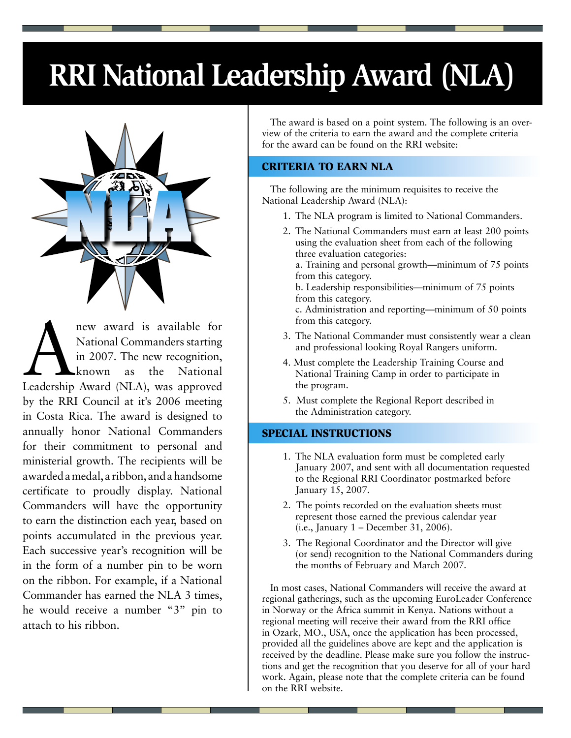# RRI National Leadership Award (NLA)

A new award is available for National Commanders starting in 2007. The new recognition, known as the National Leadership Award (NLA), was approved by the RRI Council at it's 2006 meeting in Costa Rica. The award is designed to annually honor National Commanders for their commitment to personal and ministerial growth. The recipients will be awarded a medal, a ribbon, and a handsome certificate to proudly display. National Commanders will have the opportunity to earn the distinction each year, based on points accumulated in the previous year. Each successive year's recognition will be in the form of a number pin to be worn on the ribbon. For example, if a National Commander has earned the NLA 3 times, he would receive a number "3" pin to attach to his ribbon.

The award is based on a point system. The following is an overview of the criteria to earn the award and the complete criteria for the award can be found on the RRI website:

## CRITERIA TO EARN NLA

The following are the minimum requisites to receive the National Leadership Award (NLA):

1. The NLA program is limited to National Commanders.
2. The National Commanders must earn at least 200 points using the evaluation sheet from each of the following three evaluation categories:
   a. Training and personal growth—minimum of 75 points from this category.
   b. Leadership responsibilities—minimum of 75 points from this category.
   c. Administration and reporting—minimum of 50 points from this category.
3. The National Commander must consistently wear a clean and professional looking Royal Rangers uniform.
4. Must complete the Leadership Training Course and National Training Camp in order to participate in the program.
5. Must complete the Regional Report described in the Administration category.

## SPECIAL INSTRUCTIONS

1. The NLA evaluation form must be completed early January 2007, and sent with all documentation requested to the Regional RRI Coordinator postmarked before January 15, 2007.
2. The points recorded on the evaluation sheets must represent those earned the previous calendar year (i.e., January 1 – December 31, 2006).
3. The Regional Coordinator and the Director will give (or send) recognition to the National Commanders during the months of February and March 2007.

In most cases, National Commanders will receive the award at regional gatherings, such as the upcoming EuroLeader Conference in Norway or the Africa summit in Kenya. Nations without a regional meeting will receive their award from the RRI office in Ozark, MO., USA, once the application has been processed, provided all the guidelines above are kept and the application is received by the deadline. Please make sure you follow the instructions and get the recognition that you deserve for all of your hard work. Again, please note that the complete criteria can be found on the RRI website.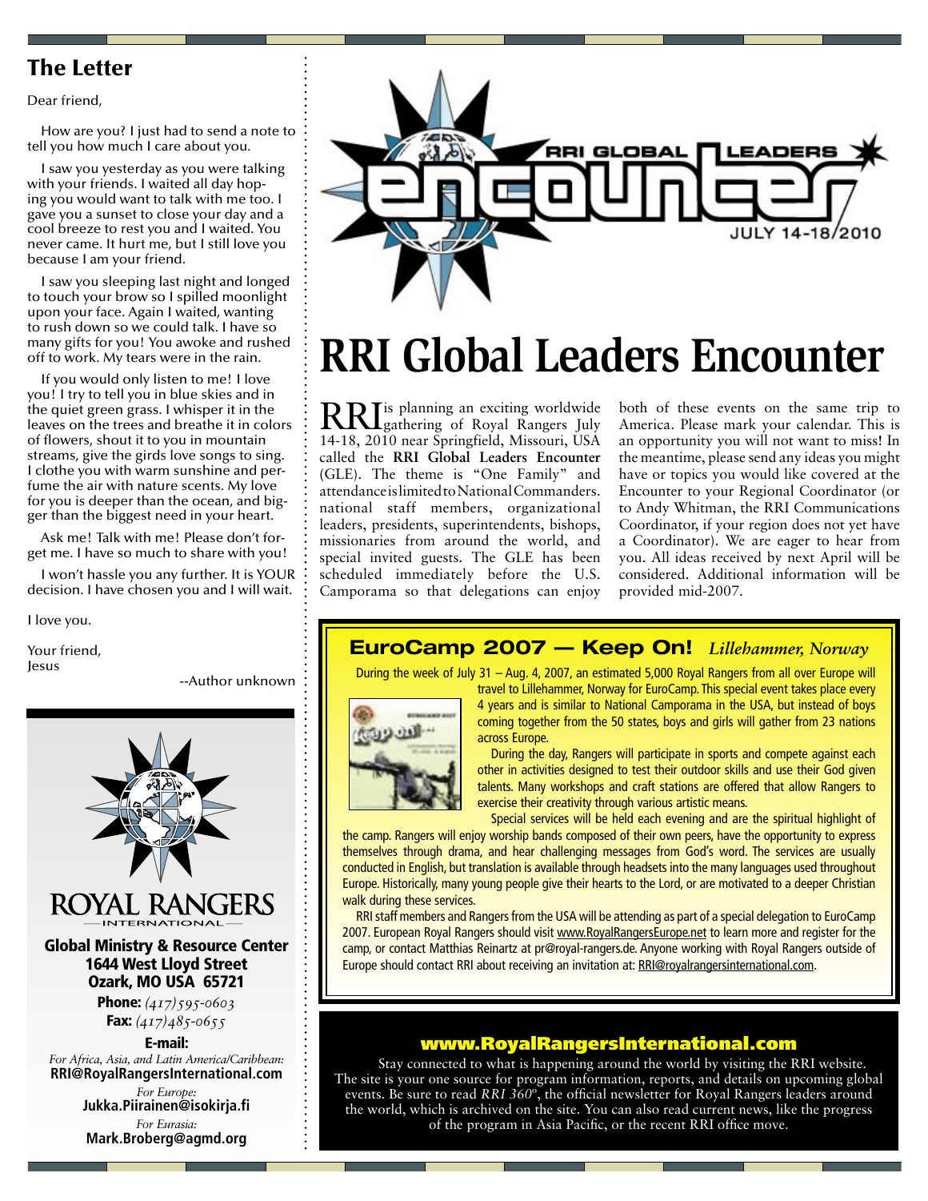## The Letter

Dear friend,

How are you? I just had to send a note to tell you how much I care about you.

I saw you yesterday as you were talking with your friends. I waited all day hoping you would want to talk with me too. I gave you a sunset to close your day and a cool breeze to rest you and I waited. You never came. It hurt me, but I still love you because I am your friend.

I saw you sleeping last night and longed to touch your brow so I spilled moonlight upon your face. Again I waited, wanting to rush down so we could talk. I have so many gifts for you! You awoke and rushed off to work. My tears were in the rain.

If you would only listen to me! I love you! I try to tell you in blue skies and in the quiet green grass. I whisper it in the leaves on the trees and breathe it in colors of flowers, shout it to you in mountain streams, give the girds love songs to sing. I clothe you with warm sunshine and perfume the air with nature scents. My love for you is deeper than the ocean, and bigger than the biggest need in your heart.

Ask me! Talk with me! Please don't forget me. I have so much to share with you!

I won't hassle you any further. It is YOUR decision. I have chosen you and I will wait.

I love you.

Your friend,
Jesus

--Author unknown

ROYAL RANGERS
INTERNATIONAL

**Global Ministry & Resource Center**
**1644 West Lloyd Street**
**Ozark, MO USA 65721**

**Phone:** *(417)595-0603*
**Fax:** *(417)485-0655*

**E-mail:**
*For Africa, Asia, and Latin America/Caribbean:*
**RRI@RoyalRangersInternational.com**
*For Europe:*
**Jukka.Piirainen@isokirja.fi**
*For Eurasia:*
**Mark.Broberg@agmd.org**

RRI GLOBAL LEADERS encounter JULY 14-18/2010

# RRI Global Leaders Encounter

RRI is planning an exciting worldwide gathering of Royal Rangers July 14-18, 2010 near Springfield, Missouri, USA called the **RRI Global Leaders Encounter** (GLE). The theme is "One Family" and attendance is limited to National Commanders. national staff members, organizational leaders, presidents, superintendents, bishops, missionaries from around the world, and special invited guests. The GLE has been scheduled immediately before the U.S. Camporama so that delegations can enjoy both of these events on the same trip to America. Please mark your calendar. This is an opportunity you will not want to miss! In the meantime, please send any ideas you might have or topics you would like covered at the Encounter to your Regional Coordinator (or to Andy Whitman, the RRI Communications Coordinator, if your region does not yet have a Coordinator). We are eager to hear from you. All ideas received by next April will be considered. Additional information will be provided mid-2007.

## EuroCamp 2007 — Keep On! *Lillehammer, Norway*

During the week of July 31 – Aug. 4, 2007, an estimated 5,000 Royal Rangers from all over Europe will travel to Lillehammer, Norway for EuroCamp. This special event takes place every 4 years and is similar to National Camporama in the USA, but instead of boys coming together from the 50 states, boys and girls will gather from 23 nations across Europe.

During the day, Rangers will participate in sports and compete against each other in activities designed to test their outdoor skills and use their God given talents. Many workshops and craft stations are offered that allow Rangers to exercise their creativity through various artistic means.

Special services will be held each evening and are the spiritual highlight of the camp. Rangers will enjoy worship bands composed of their own peers, have the opportunity to express themselves through drama, and hear challenging messages from God's word. The services are usually conducted in English, but translation is available through headsets into the many languages used throughout Europe. Historically, many young people give their hearts to the Lord, or are motivated to a deeper Christian walk during these services.

RRI staff members and Rangers from the USA will be attending as part of a special delegation to EuroCamp 2007. European Royal Rangers should visit www.RoyalRangersEurope.net to learn more and register for the camp, or contact Matthias Reinartz at pr@royal-rangers.de. Anyone working with Royal Rangers outside of Europe should contact RRI about receiving an invitation at: RRI@royalrangersinternational.com.

## www.RoyalRangersInternational.com

Stay connected to what is happening around the world by visiting the RRI website. The site is your one source for program information, reports, and details on upcoming global events. Be sure to read *RRI 360º*, the official newsletter for Royal Rangers leaders around the world, which is archived on the site. You can also read current news, like the progress of the program in Asia Pacific, or the recent RRI office move.